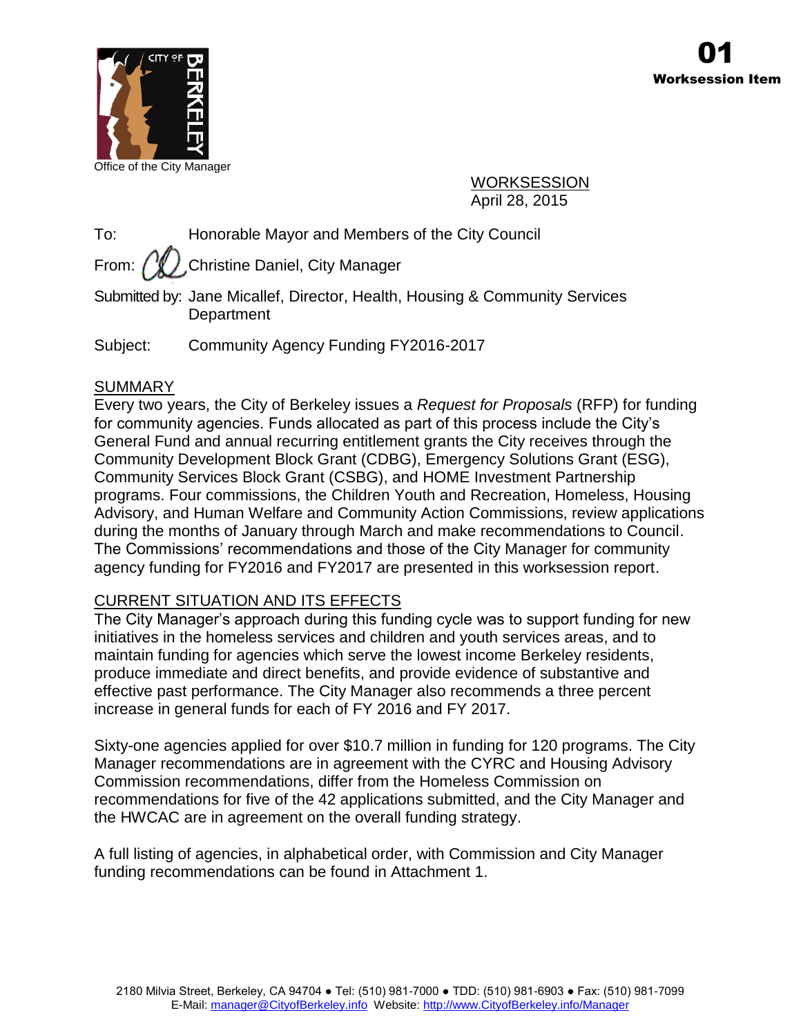Office of the City Manager

**01**
**Worksession Item**

WORKSESSION
April 28, 2015

To: Honorable Mayor and Members of the City Council

From: Christine Daniel, City Manager

Submitted by: Jane Micallef, Director, Health, Housing & Community Services Department

Subject: Community Agency Funding FY2016-2017

## SUMMARY

Every two years, the City of Berkeley issues a *Request for Proposals* (RFP) for funding for community agencies. Funds allocated as part of this process include the City's General Fund and annual recurring entitlement grants the City receives through the Community Development Block Grant (CDBG), Emergency Solutions Grant (ESG), Community Services Block Grant (CSBG), and HOME Investment Partnership programs. Four commissions, the Children Youth and Recreation, Homeless, Housing Advisory, and Human Welfare and Community Action Commissions, review applications during the months of January through March and make recommendations to Council. The Commissions' recommendations and those of the City Manager for community agency funding for FY2016 and FY2017 are presented in this worksession report.

## CURRENT SITUATION AND ITS EFFECTS

The City Manager's approach during this funding cycle was to support funding for new initiatives in the homeless services and children and youth services areas, and to maintain funding for agencies which serve the lowest income Berkeley residents, produce immediate and direct benefits, and provide evidence of substantive and effective past performance. The City Manager also recommends a three percent increase in general funds for each of FY 2016 and FY 2017.

Sixty-one agencies applied for over $10.7 million in funding for 120 programs. The City Manager recommendations are in agreement with the CYRC and Housing Advisory Commission recommendations, differ from the Homeless Commission on recommendations for five of the 42 applications submitted, and the City Manager and the HWCAC are in agreement on the overall funding strategy.

A full listing of agencies, in alphabetical order, with Commission and City Manager funding recommendations can be found in Attachment 1.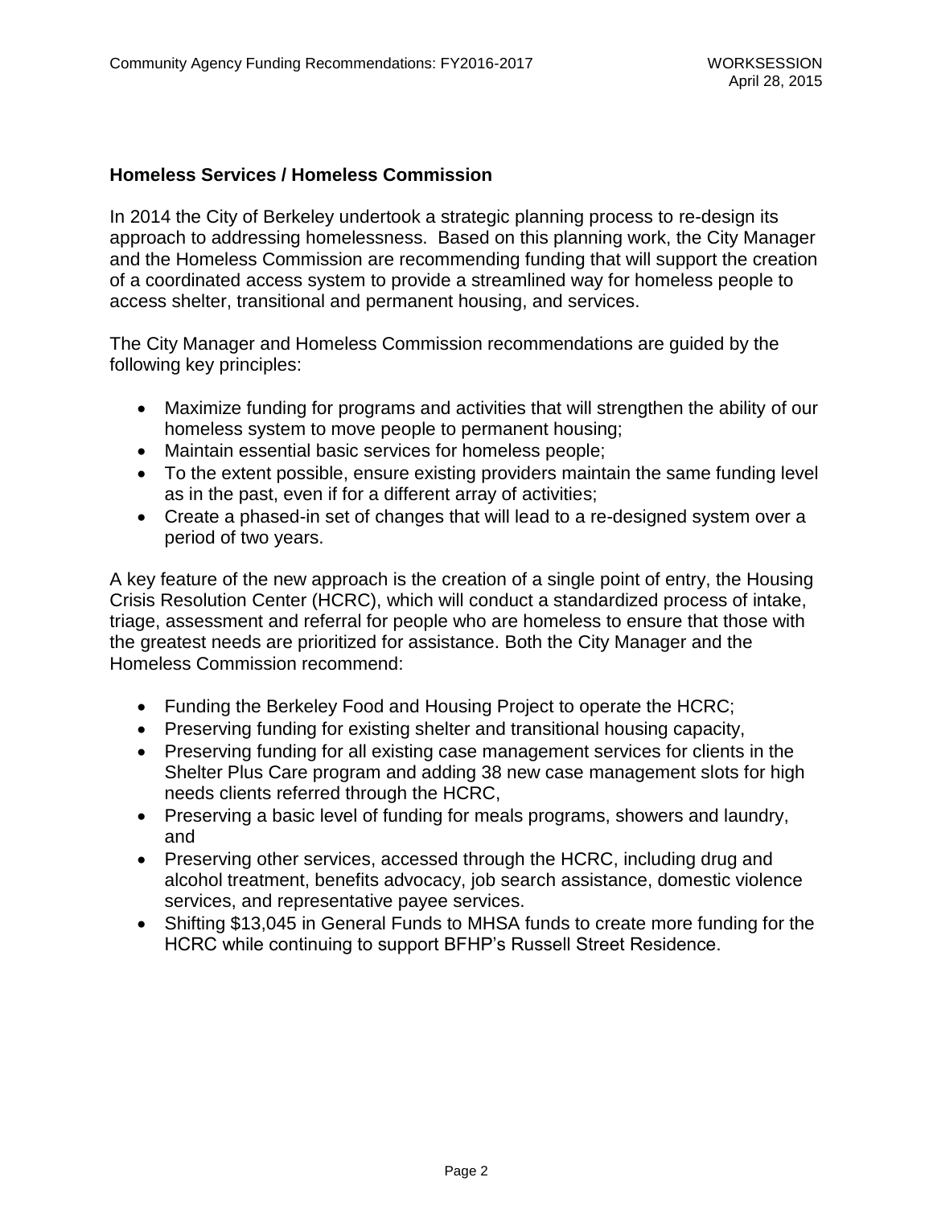### Homeless Services / Homeless Commission

In 2014 the City of Berkeley undertook a strategic planning process to re-design its approach to addressing homelessness. Based on this planning work, the City Manager and the Homeless Commission are recommending funding that will support the creation of a coordinated access system to provide a streamlined way for homeless people to access shelter, transitional and permanent housing, and services.

The City Manager and Homeless Commission recommendations are guided by the following key principles:

- Maximize funding for programs and activities that will strengthen the ability of our homeless system to move people to permanent housing;
- Maintain essential basic services for homeless people;
- To the extent possible, ensure existing providers maintain the same funding level as in the past, even if for a different array of activities;
- Create a phased-in set of changes that will lead to a re-designed system over a period of two years.

A key feature of the new approach is the creation of a single point of entry, the Housing Crisis Resolution Center (HCRC), which will conduct a standardized process of intake, triage, assessment and referral for people who are homeless to ensure that those with the greatest needs are prioritized for assistance. Both the City Manager and the Homeless Commission recommend:

- Funding the Berkeley Food and Housing Project to operate the HCRC;
- Preserving funding for existing shelter and transitional housing capacity,
- Preserving funding for all existing case management services for clients in the Shelter Plus Care program and adding 38 new case management slots for high needs clients referred through the HCRC,
- Preserving a basic level of funding for meals programs, showers and laundry, and
- Preserving other services, accessed through the HCRC, including drug and alcohol treatment, benefits advocacy, job search assistance, domestic violence services, and representative payee services.
- Shifting $13,045 in General Funds to MHSA funds to create more funding for the HCRC while continuing to support BFHP's Russell Street Residence.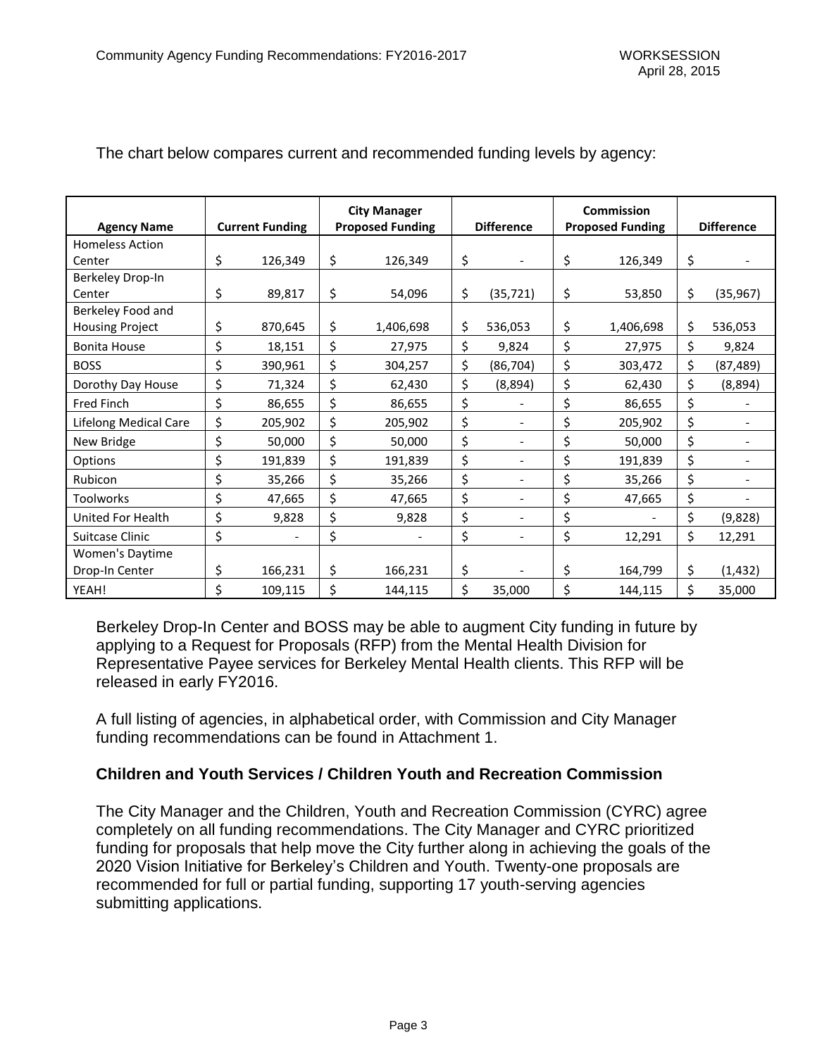The chart below compares current and recommended funding levels by agency:

| Agency Name | Current Funding | City Manager Proposed Funding | Difference | Commission Proposed Funding | Difference |
|---|---|---|---|---|---|
| Homeless Action Center | $ 126,349 | $ 126,349 | $ - | $ 126,349 | $ - |
| Berkeley Drop-In Center | $ 89,817 | $ 54,096 | $ (35,721) | $ 53,850 | $ (35,967) |
| Berkeley Food and Housing Project | $ 870,645 | $ 1,406,698 | $ 536,053 | $ 1,406,698 | $ 536,053 |
| Bonita House | $ 18,151 | $ 27,975 | $ 9,824 | $ 27,975 | $ 9,824 |
| BOSS | $ 390,961 | $ 304,257 | $ (86,704) | $ 303,472 | $ (87,489) |
| Dorothy Day House | $ 71,324 | $ 62,430 | $ (8,894) | $ 62,430 | $ (8,894) |
| Fred Finch | $ 86,655 | $ 86,655 | $ - | $ 86,655 | $ - |
| Lifelong Medical Care | $ 205,902 | $ 205,902 | $ - | $ 205,902 | $ - |
| New Bridge | $ 50,000 | $ 50,000 | $ - | $ 50,000 | $ - |
| Options | $ 191,839 | $ 191,839 | $ - | $ 191,839 | $ - |
| Rubicon | $ 35,266 | $ 35,266 | $ - | $ 35,266 | $ - |
| Toolworks | $ 47,665 | $ 47,665 | $ - | $ 47,665 | $ - |
| United For Health | $ 9,828 | $ 9,828 | $ - | $ - | $ (9,828) |
| Suitcase Clinic | $ - | $ - | $ - | $ 12,291 | $ 12,291 |
| Women's Daytime Drop-In Center | $ 166,231 | $ 166,231 | $ - | $ 164,799 | $ (1,432) |
| YEAH! | $ 109,115 | $ 144,115 | $ 35,000 | $ 144,115 | $ 35,000 |

Berkeley Drop-In Center and BOSS may be able to augment City funding in future by applying to a Request for Proposals (RFP) from the Mental Health Division for Representative Payee services for Berkeley Mental Health clients. This RFP will be released in early FY2016.

A full listing of agencies, in alphabetical order, with Commission and City Manager funding recommendations can be found in Attachment 1.

### Children and Youth Services / Children Youth and Recreation Commission

The City Manager and the Children, Youth and Recreation Commission (CYRC) agree completely on all funding recommendations. The City Manager and CYRC prioritized funding for proposals that help move the City further along in achieving the goals of the 2020 Vision Initiative for Berkeley's Children and Youth. Twenty-one proposals are recommended for full or partial funding, supporting 17 youth-serving agencies submitting applications.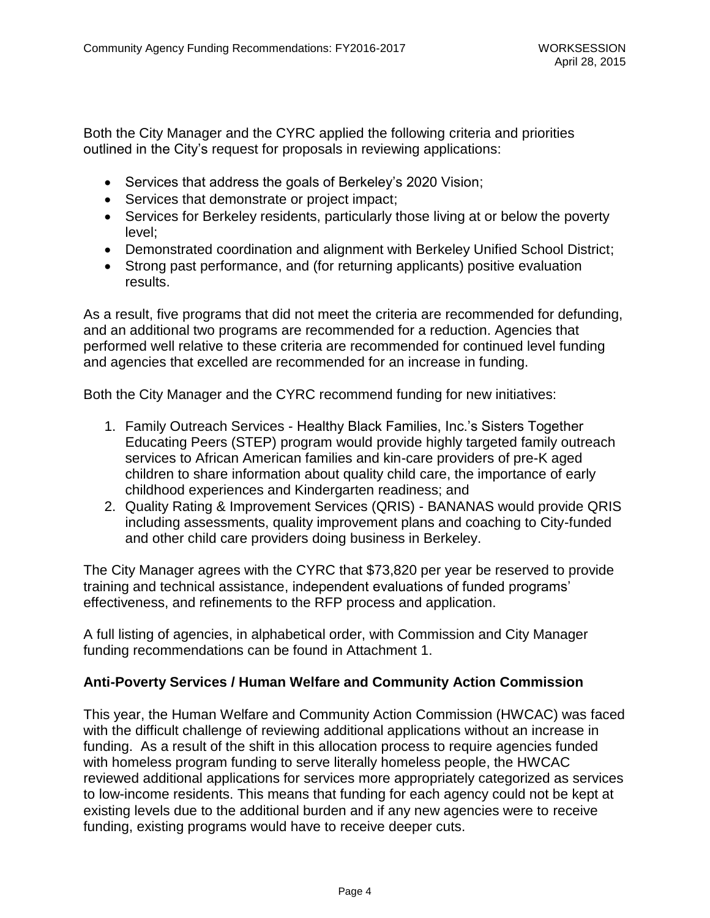Both the City Manager and the CYRC applied the following criteria and priorities outlined in the City's request for proposals in reviewing applications:

- Services that address the goals of Berkeley's 2020 Vision;
- Services that demonstrate or project impact;
- Services for Berkeley residents, particularly those living at or below the poverty level;
- Demonstrated coordination and alignment with Berkeley Unified School District;
- Strong past performance, and (for returning applicants) positive evaluation results.

As a result, five programs that did not meet the criteria are recommended for defunding, and an additional two programs are recommended for a reduction. Agencies that performed well relative to these criteria are recommended for continued level funding and agencies that excelled are recommended for an increase in funding.

Both the City Manager and the CYRC recommend funding for new initiatives:

1. Family Outreach Services - Healthy Black Families, Inc.'s Sisters Together Educating Peers (STEP) program would provide highly targeted family outreach services to African American families and kin-care providers of pre-K aged children to share information about quality child care, the importance of early childhood experiences and Kindergarten readiness; and
2. Quality Rating & Improvement Services (QRIS) - BANANAS would provide QRIS including assessments, quality improvement plans and coaching to City-funded and other child care providers doing business in Berkeley.

The City Manager agrees with the CYRC that $73,820 per year be reserved to provide training and technical assistance, independent evaluations of funded programs' effectiveness, and refinements to the RFP process and application.

A full listing of agencies, in alphabetical order, with Commission and City Manager funding recommendations can be found in Attachment 1.

**Anti-Poverty Services / Human Welfare and Community Action Commission**

This year, the Human Welfare and Community Action Commission (HWCAC) was faced with the difficult challenge of reviewing additional applications without an increase in funding. As a result of the shift in this allocation process to require agencies funded with homeless program funding to serve literally homeless people, the HWCAC reviewed additional applications for services more appropriately categorized as services to low-income residents. This means that funding for each agency could not be kept at existing levels due to the additional burden and if any new agencies were to receive funding, existing programs would have to receive deeper cuts.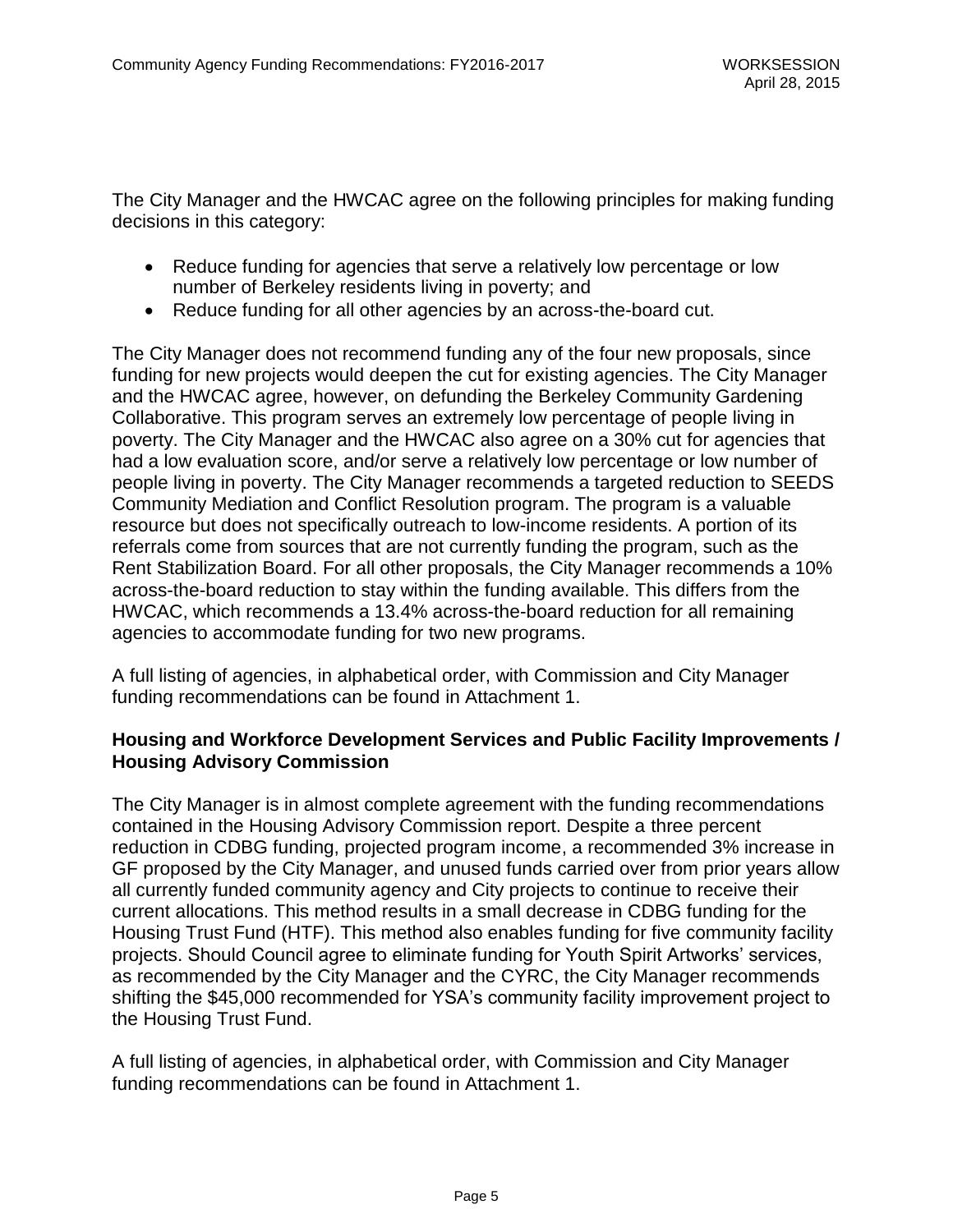The City Manager and the HWCAC agree on the following principles for making funding decisions in this category:

- Reduce funding for agencies that serve a relatively low percentage or low number of Berkeley residents living in poverty; and
- Reduce funding for all other agencies by an across-the-board cut.

The City Manager does not recommend funding any of the four new proposals, since funding for new projects would deepen the cut for existing agencies. The City Manager and the HWCAC agree, however, on defunding the Berkeley Community Gardening Collaborative. This program serves an extremely low percentage of people living in poverty. The City Manager and the HWCAC also agree on a 30% cut for agencies that had a low evaluation score, and/or serve a relatively low percentage or low number of people living in poverty. The City Manager recommends a targeted reduction to SEEDS Community Mediation and Conflict Resolution program. The program is a valuable resource but does not specifically outreach to low-income residents. A portion of its referrals come from sources that are not currently funding the program, such as the Rent Stabilization Board. For all other proposals, the City Manager recommends a 10% across-the-board reduction to stay within the funding available. This differs from the HWCAC, which recommends a 13.4% across-the-board reduction for all remaining agencies to accommodate funding for two new programs.

A full listing of agencies, in alphabetical order, with Commission and City Manager funding recommendations can be found in Attachment 1.

**Housing and Workforce Development Services and Public Facility Improvements / Housing Advisory Commission**

The City Manager is in almost complete agreement with the funding recommendations contained in the Housing Advisory Commission report. Despite a three percent reduction in CDBG funding, projected program income, a recommended 3% increase in GF proposed by the City Manager, and unused funds carried over from prior years allow all currently funded community agency and City projects to continue to receive their current allocations. This method results in a small decrease in CDBG funding for the Housing Trust Fund (HTF). This method also enables funding for five community facility projects. Should Council agree to eliminate funding for Youth Spirit Artworks' services, as recommended by the City Manager and the CYRC, the City Manager recommends shifting the $45,000 recommended for YSA's community facility improvement project to the Housing Trust Fund.

A full listing of agencies, in alphabetical order, with Commission and City Manager funding recommendations can be found in Attachment 1.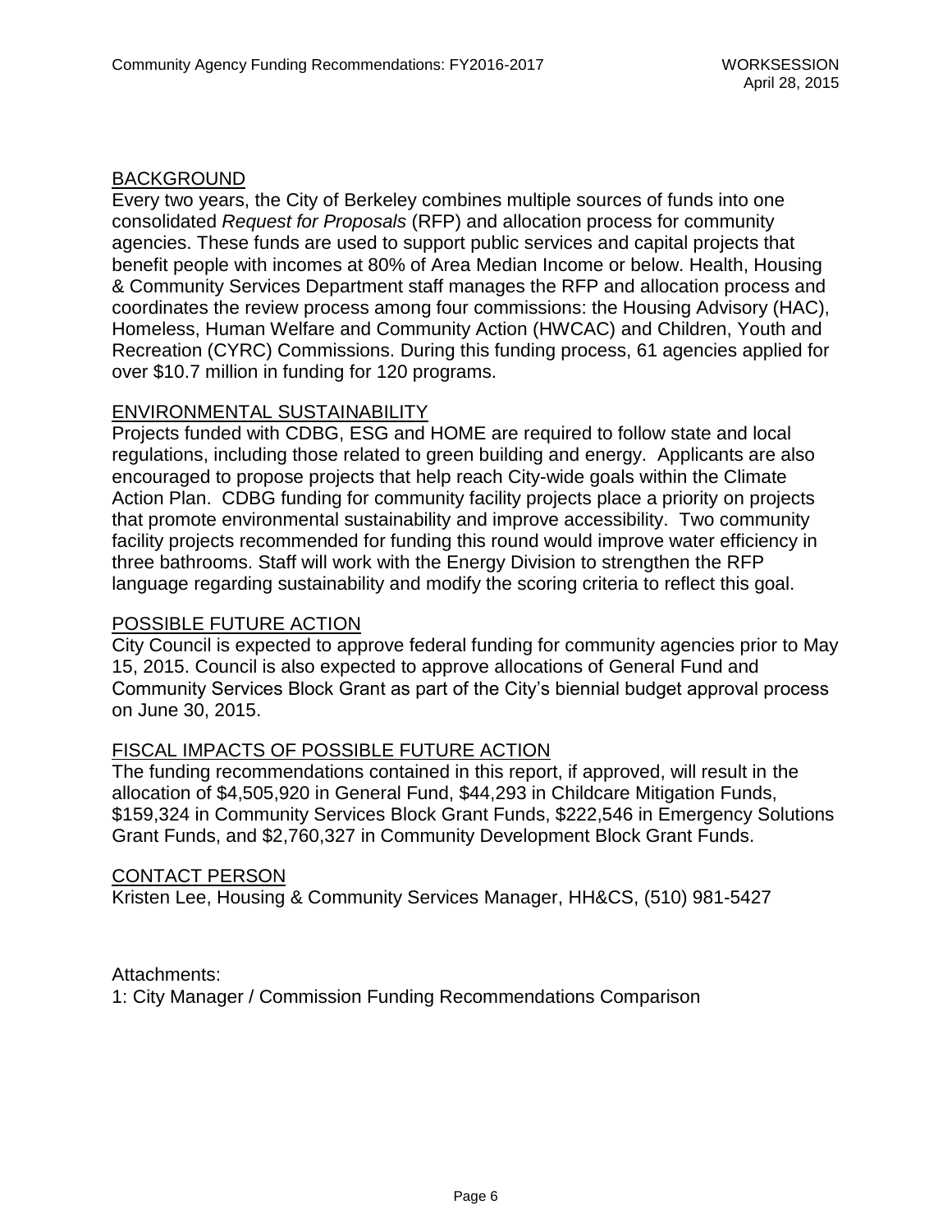## BACKGROUND

Every two years, the City of Berkeley combines multiple sources of funds into one consolidated *Request for Proposals* (RFP) and allocation process for community agencies. These funds are used to support public services and capital projects that benefit people with incomes at 80% of Area Median Income or below. Health, Housing & Community Services Department staff manages the RFP and allocation process and coordinates the review process among four commissions: the Housing Advisory (HAC), Homeless, Human Welfare and Community Action (HWCAC) and Children, Youth and Recreation (CYRC) Commissions. During this funding process, 61 agencies applied for over $10.7 million in funding for 120 programs.

## ENVIRONMENTAL SUSTAINABILITY

Projects funded with CDBG, ESG and HOME are required to follow state and local regulations, including those related to green building and energy. Applicants are also encouraged to propose projects that help reach City-wide goals within the Climate Action Plan. CDBG funding for community facility projects place a priority on projects that promote environmental sustainability and improve accessibility. Two community facility projects recommended for funding this round would improve water efficiency in three bathrooms. Staff will work with the Energy Division to strengthen the RFP language regarding sustainability and modify the scoring criteria to reflect this goal.

## POSSIBLE FUTURE ACTION

City Council is expected to approve federal funding for community agencies prior to May 15, 2015. Council is also expected to approve allocations of General Fund and Community Services Block Grant as part of the City's biennial budget approval process on June 30, 2015.

## FISCAL IMPACTS OF POSSIBLE FUTURE ACTION

The funding recommendations contained in this report, if approved, will result in the allocation of $4,505,920 in General Fund, $44,293 in Childcare Mitigation Funds, $159,324 in Community Services Block Grant Funds, $222,546 in Emergency Solutions Grant Funds, and $2,760,327 in Community Development Block Grant Funds.

## CONTACT PERSON

Kristen Lee, Housing & Community Services Manager, HH&CS, (510) 981-5427

Attachments:
1: City Manager / Commission Funding Recommendations Comparison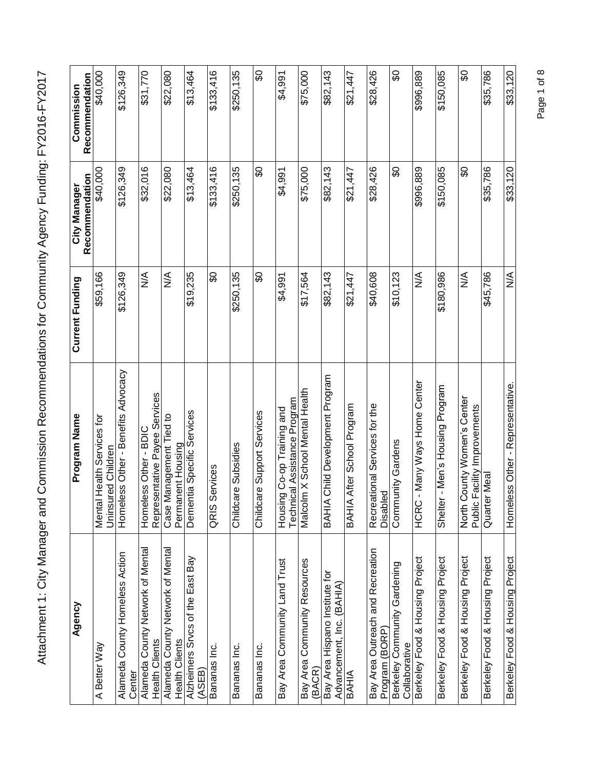# Attachment 1: City Manager and Commission Recommendations for Community Agency Funding: FY2016-FY2017

| Agency | Program Name | Current Funding | City Manager Recommendation | Commission Recommendation |
|---|---|---|---|---|
| A Better Way | Mental Health Services for Uninsured Children | $59,166 | $40,000 | $40,000 |
| Alameda County Homeless Action Center | Homeless Other - Benefits Advocacy | $126,349 | $126,349 | $126,349 |
| Alameda County Network of Mental Health Clients | Homeless Other - BDIC Representative Payee Services | N/A | $32,016 | $31,770 |
| Alameda County Network of Mental Health Clients | Case Management Tied to Permanent Housing | N/A | $22,080 | $22,080 |
| Alzheimers Srvcs of the East Bay (ASEB) | Dementia Specific Services | $19,235 | $13,464 | $13,464 |
| Bananas Inc. | QRIS Services | $0 | $133,416 | $133,416 |
| Bananas Inc. | Childcare Subsidies | $250,135 | $250,135 | $250,135 |
| Bananas Inc. | Childcare Support Services | $0 | $0 | $0 |
| Bay Area Community Land Trust | Housing Co-op Training and Technical Assistance Program | $4,991 | $4,991 | $4,991 |
| Bay Area Community Resources (BACR) | Malcolm X School Mental Health | $17,564 | $75,000 | $75,000 |
| Bay Area Hispano Institute for Advancement, Inc. (BAHIA) | BAHIA Child Development Program | $82,143 | $82,143 | $82,143 |
| BAHIA | BAHIA After School Program | $21,447 | $21,447 | $21,447 |
| Bay Area Outreach and Recreation Program (BORP) | Recreational Services for the Disabled | $40,608 | $28,426 | $28,426 |
| Berkeley Community Gardening Collaborative | Community Gardens | $10,123 | $0 | $0 |
| Berkeley Food & Housing Project | HCRC - Many Ways Home Center | N/A | $996,889 | $996,889 |
| Berkeley Food & Housing Project | Shelter - Men's Housing Program | $180,986 | $150,085 | $150,085 |
| Berkeley Food & Housing Project | North County Women's Center Public Facility Improvements | N/A | $0 | $0 |
| Berkeley Food & Housing Project | Quarter Meal | $45,786 | $35,786 | $35,786 |
| Berkeley Food & Housing Project | Homeless Other - Representative. | N/A | $33,120 | $33,120 |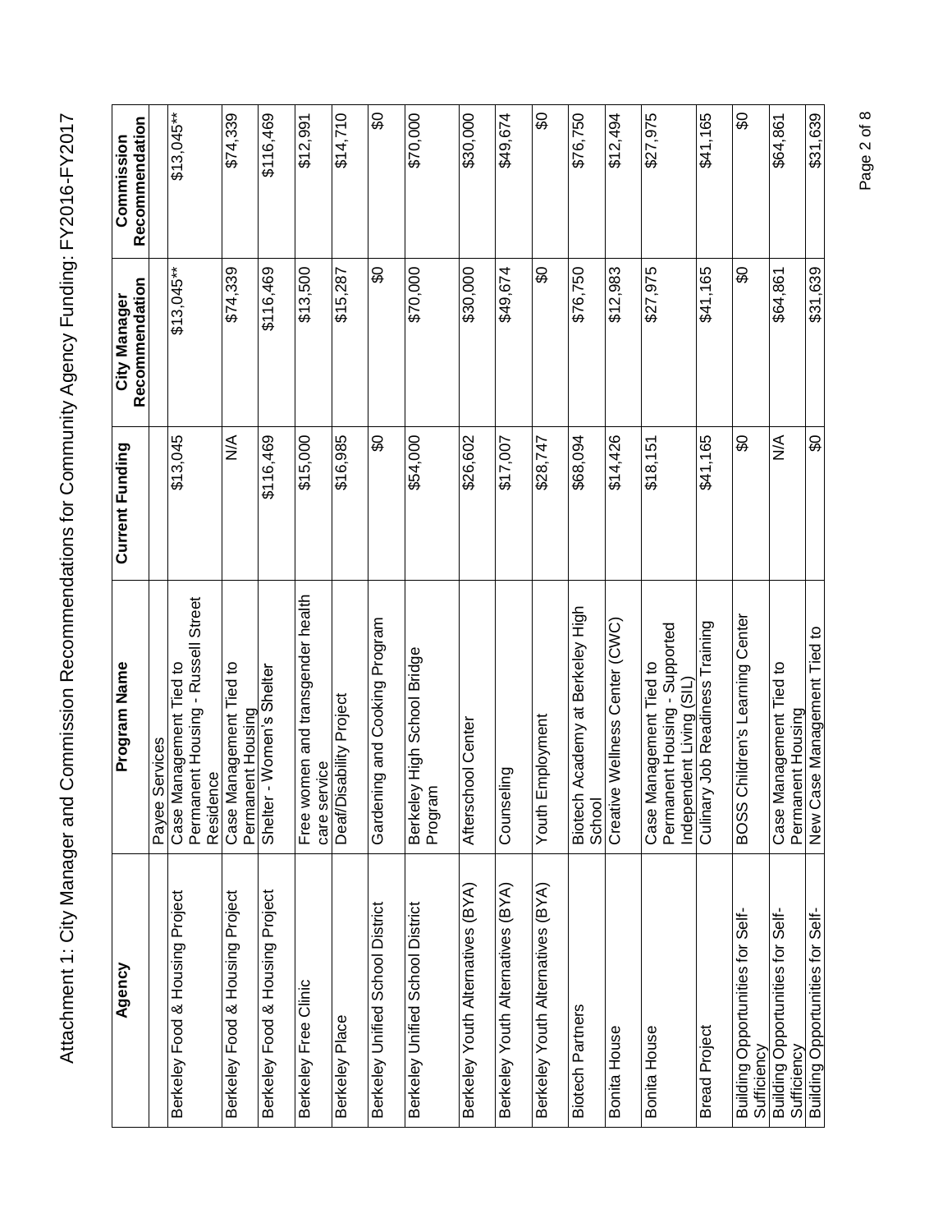# Attachment 1: City Manager and Commission Recommendations for Community Agency Funding: FY2016-FY2017

| Agency | Program Name | Current Funding | City Manager Recommendation | Commission Recommendation |
|---|---|---|---|---|
| | Payee Services | | | |
| Berkeley Food & Housing Project | Case Management Tied to Permanent Housing - Russell Street Residence | $13,045 | $13,045** | $13,045** |
| Berkeley Food & Housing Project | Case Management Tied to Permanent Housing | N/A | $74,339 | $74,339 |
| Berkeley Food & Housing Project | Shelter - Women's Shelter | $116,469 | $116,469 | $116,469 |
| Berkeley Free Clinic | Free women and transgender health care service | $15,000 | $13,500 | $12,991 |
| Berkeley Place | Deaf/Disability Project | $16,985 | $15,287 | $14,710 |
| Berkeley Unified School District | Gardening and Cooking Program | $0 | $0 | $0 |
| Berkeley Unified School District | Berkeley High School Bridge Program | $54,000 | $70,000 | $70,000 |
| Berkeley Youth Alternatives (BYA) | Afterschool Center | $26,602 | $30,000 | $30,000 |
| Berkeley Youth Alternatives (BYA) | Counseling | $17,007 | $49,674 | $49,674 |
| Berkeley Youth Alternatives (BYA) | Youth Employment | $28,747 | $0 | $0 |
| Biotech Partners | Biotech Academy at Berkeley High School | $68,094 | $76,750 | $76,750 |
| Bonita House | Creative Wellness Center (CWC) | $14,426 | $12,983 | $12,494 |
| Bonita House | Case Management Tied to Permanent Housing - Supported Independent Living (SIL) | $18,151 | $27,975 | $27,975 |
| Bread Project | Culinary Job Readiness Training | $41,165 | $41,165 | $41,165 |
| Building Opportunities for Self-Sufficiency | BOSS Children's Learning Center | $0 | $0 | $0 |
| Building Opportunities for Self-Sufficiency | Case Management Tied to Permanent Housing | N/A | $64,861 | $64,861 |
| Building Opportunities for Self- | New Case Management Tied to | $0 | $31,639 | $31,639 |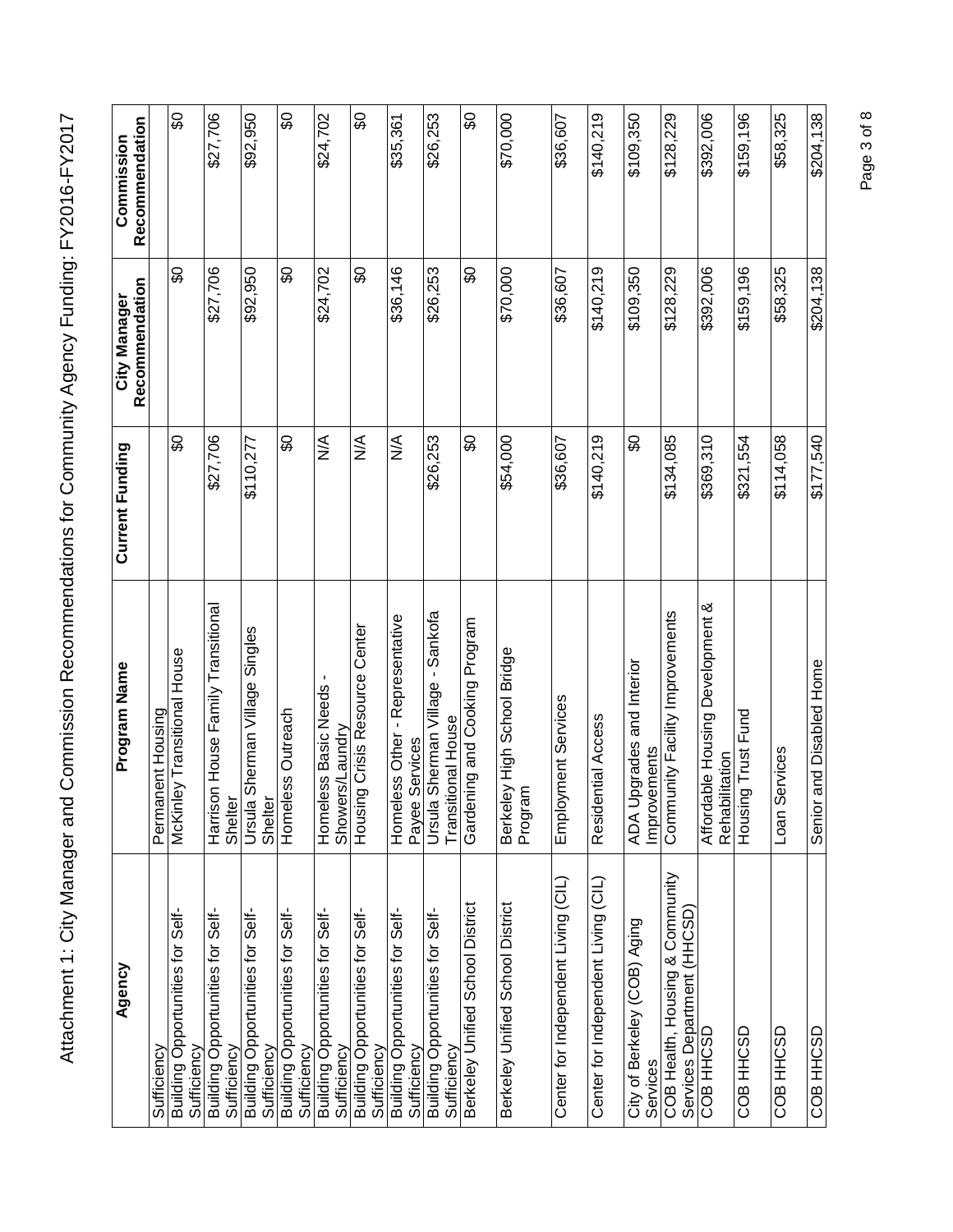# Attachment 1: City Manager and Commission Recommendations for Community Agency Funding: FY2016-FY2017

| Agency | Program Name | Current Funding | City Manager Recommendation | Commission Recommendation |
|---|---|---|---|---|
| Sufficiency | Permanent Housing | | | |
| Building Opportunities for Self-Sufficiency | McKinley Transitional House | $0 | $0 | $0 |
| Building Opportunities for Self-Sufficiency | Harrison House Family Transitional Shelter | $27,706 | $27,706 | $27,706 |
| Building Opportunities for Self-Sufficiency | Ursula Sherman Village Singles Shelter | $110,277 | $92,950 | $92,950 |
| Building Opportunities for Self-Sufficiency | Homeless Outreach | $0 | $0 | $0 |
| Building Opportunities for Self-Sufficiency | Homeless Basic Needs - Showers/Laundry | N/A | $24,702 | $24,702 |
| Building Opportunities for Self-Sufficiency | Housing Crisis Resource Center | N/A | $0 | $0 |
| Building Opportunities for Self-Sufficiency | Homeless Other - Representative Payee Services | N/A | $36,146 | $35,361 |
| Building Opportunities for Self-Sufficiency | Ursula Sherman Village - Sankofa Transitional House | $26,253 | $26,253 | $26,253 |
| Berkeley Unified School District | Gardening and Cooking Program | $0 | $0 | $0 |
| Berkeley Unified School District | Berkeley High School Bridge Program | $54,000 | $70,000 | $70,000 |
| Center for Independent Living (CIL) | Employment Services | $36,607 | $36,607 | $36,607 |
| Center for Independent Living (CIL) | Residential Access | $140,219 | $140,219 | $140,219 |
| City of Berkeley (COB) Aging Services | ADA Upgrades and Interior Improvements | $0 | $109,350 | $109,350 |
| COB Health, Housing & Community Services Department (HHCSD) | Community Facility Improvements | $134,085 | $128,229 | $128,229 |
| COB HHCSD | Affordable Housing Development & Rehabilitation | $369,310 | $392,006 | $392,006 |
| COB HHCSD | Housing Trust Fund | $321,554 | $159,196 | $159,196 |
| COB HHCSD | Loan Services | $114,058 | $58,325 | $58,325 |
| COB HHCSD | Senior and Disabled Home | $177,540 | $204,138 | $204,138 |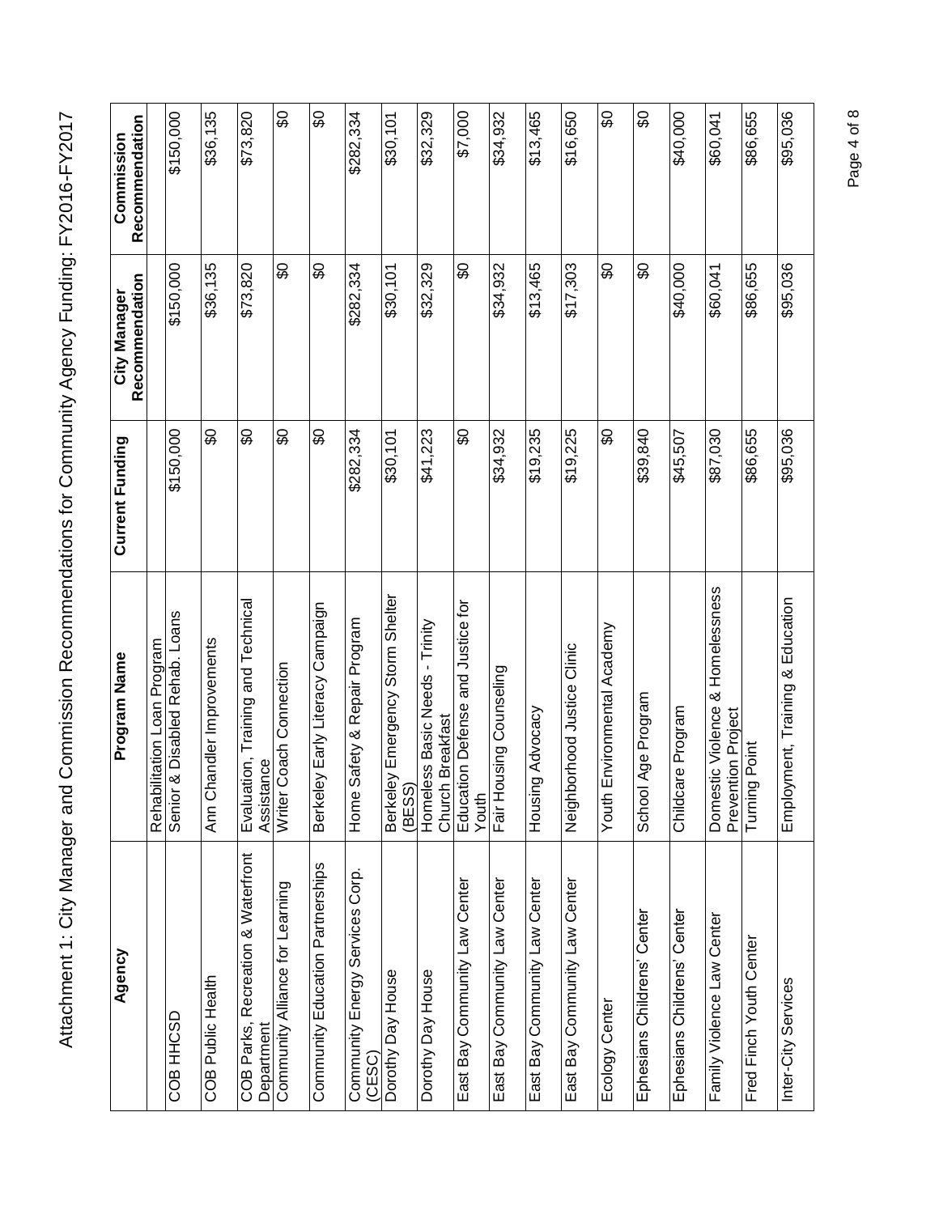# Attachment 1: City Manager and Commission Recommendations for Community Agency Funding: FY2016-FY2017

| Agency | Program Name | Current Funding | City Manager Recommendation | Commission Recommendation |
|---|---|---|---|---|
| | Rehabilitation Loan Program | | | |
| COB HHCSD | Senior & Disabled Rehab. Loans | $150,000 | $150,000 | $150,000 |
| COB Public Health | Ann Chandler Improvements | $0 | $36,135 | $36,135 |
| COB Parks, Recreation & Waterfront Department | Evaluation, Training and Technical Assistance | $0 | $73,820 | $73,820 |
| Community Alliance for Learning | Writer Coach Connection | $0 | $0 | $0 |
| Community Education Partnerships | Berkeley Early Literacy Campaign | $0 | $0 | $0 |
| Community Energy Services Corp. (CESC) | Home Safety & Repair Program | $282,334 | $282,334 | $282,334 |
| Dorothy Day House | Berkeley Emergency Storm Shelter (BESS) | $30,101 | $30,101 | $30,101 |
| Dorothy Day House | Homeless Basic Needs - Trinity Church Breakfast | $41,223 | $32,329 | $32,329 |
| East Bay Community Law Center | Education Defense and Justice for Youth | $0 | $0 | $7,000 |
| East Bay Community Law Center | Fair Housing Counseling | $34,932 | $34,932 | $34,932 |
| East Bay Community Law Center | Housing Advocacy | $19,235 | $13,465 | $13,465 |
| East Bay Community Law Center | Neighborhood Justice Clinic | $19,225 | $17,303 | $16,650 |
| Ecology Center | Youth Environmental Academy | $0 | $0 | $0 |
| Ephesians Childrens' Center | School Age Program | $39,840 | $0 | $0 |
| Ephesians Childrens' Center | Childcare Program | $45,507 | $40,000 | $40,000 |
| Family Violence Law Center | Domestic Violence & Homelessness Prevention Project | $87,030 | $60,041 | $60,041 |
| Fred Finch Youth Center | Turning Point | $86,655 | $86,655 | $86,655 |
| Inter-City Services | Employment, Training & Education | $95,036 | $95,036 | $95,036 |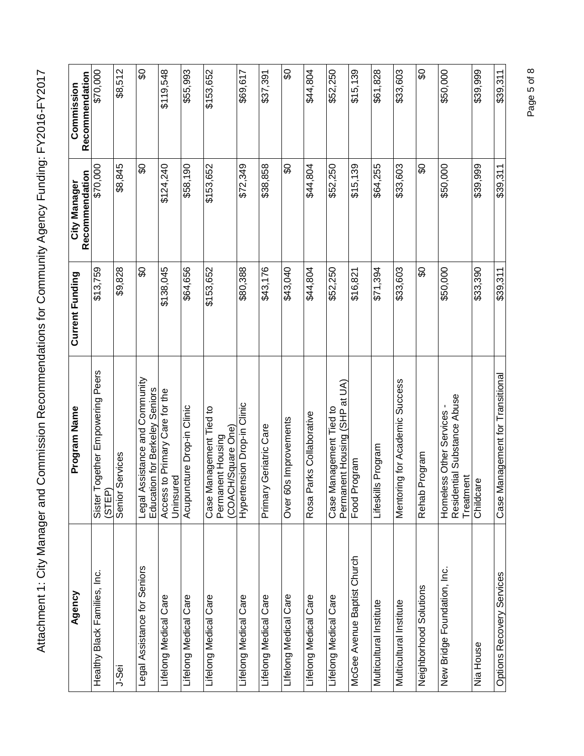# Attachment 1: City Manager and Commission Recommendations for Community Agency Funding: FY2016-FY2017

| Agency | Program Name | Current Funding | City Manager Recommendation | Commission Recommendation |
|---|---|---|---|---|
| Healthy Black Families, Inc. | Sister Together Empowering Peers (STEP) | $13,759 | $70,000 | $70,000 |
| J-Sei | Senior Services | $9,828 | $8,845 | $8,512 |
| Legal Assistance for Seniors | Legal Assistance and Community Education for Berkeley Seniors | $0 | $0 | $0 |
| Lifelong Medical Care | Access to Primary Care for the Uninsured | $138,045 | $124,240 | $119,548 |
| Lifelong Medical Care | Acupuncture Drop-in Clinic | $64,656 | $58,190 | $55,993 |
| Lifelong Medical Care | Case Management Tied to Permanent Housing (COACH/Square One) | $153,652 | $153,652 | $153,652 |
| Lifelong Medical Care | Hypertension Drop-in Clinic | $80,388 | $72,349 | $69,617 |
| Lifelong Medical Care | Primary Geriatric Care | $43,176 | $38,858 | $37,391 |
| LIfelong Medical Care | Over 60s Improvements | $43,040 | $0 | $0 |
| Lifelong Medical Care | Rosa Parks Collaborative | $44,804 | $44,804 | $44,804 |
| Lifelong Medical Care | Case Management Tied to Permanent Housing (SHP at UA) | $52,250 | $52,250 | $52,250 |
| McGee Avenue Baptist Church | Food Program | $16,821 | $15,139 | $15,139 |
| Multicultural Institute | Lifeskills Program | $71,394 | $64,255 | $61,828 |
| Multicultural Institute | Mentoring for Academic Success | $33,603 | $33,603 | $33,603 |
| Neighborhood Solutions | Rehab Program | $0 | $0 | $0 |
| New Bridge Foundation, Inc. | Homeless Other Services - Residential Substance Abuse Treatment | $50,000 | $50,000 | $50,000 |
| Nia House | Childcare | $33,390 | $39,999 | $39,999 |
| Options Recovery Services | Case Management for Transitional | $39,311 | $39,311 | $39,311 |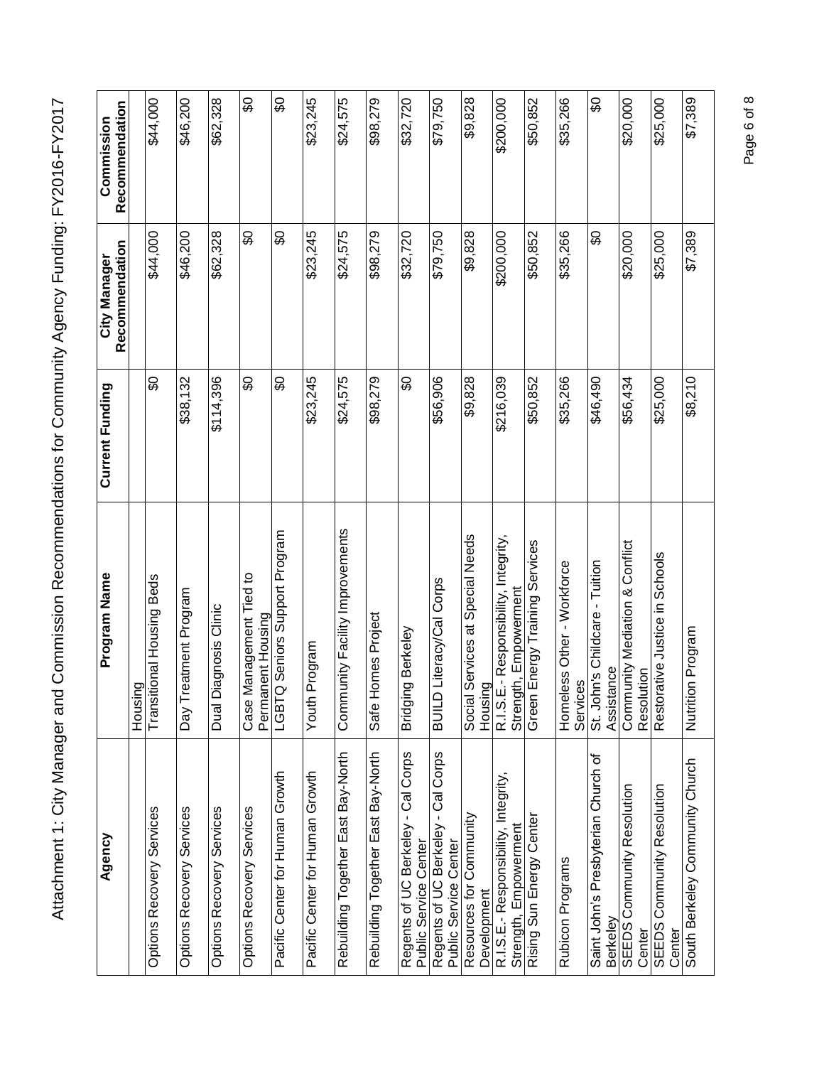# Attachment 1: City Manager and Commission Recommendations for Community Agency Funding: FY2016-FY2017

| Agency | Program Name | Current Funding | City Manager Recommendation | Commission Recommendation |
|---|---|---|---|---|
| | Housing | | | |
| Options Recovery Services | Transitional Housing Beds | $0 | $44,000 | $44,000 |
| Options Recovery Services | Day Treatment Program | $38,132 | $46,200 | $46,200 |
| Options Recovery Services | Dual Diagnosis Clinic | $114,396 | $62,328 | $62,328 |
| Options Recovery Services | Case Management Tied to Permanent Housing | $0 | $0 | $0 |
| Pacific Center for Human Growth | LGBTQ Seniors Support Program | $0 | $0 | $0 |
| Pacific Center for Human Growth | Youth Program | $23,245 | $23,245 | $23,245 |
| Rebuilding Together East Bay-North | Community Facility Improvements | $24,575 | $24,575 | $24,575 |
| Rebuilding Together East Bay-North | Safe Homes Project | $98,279 | $98,279 | $98,279 |
| Regents of UC Berkeley - Cal Corps Public Service Center | Bridging Berkeley | $0 | $32,720 | $32,720 |
| Regents of UC Berkeley - Cal Corps Public Service Center | BUILD Literacy/Cal Corps | $56,906 | $79,750 | $79,750 |
| Resources for Community Development | Social Services at Special Needs Housing | $9,828 | $9,828 | $9,828 |
| R.I.S.E.- Responsibility, Integrity, Strength, Empowerment | R.I.S.E.- Responsibility, Integrity, Strength, Empowerment | $216,039 | $200,000 | $200,000 |
| Rising Sun Energy Center | Green Energy Training Services | $50,852 | $50,852 | $50,852 |
| Rubicon Programs | Homeless Other - Workforce Services | $35,266 | $35,266 | $35,266 |
| Saint John's Presbyterian Church of Berkeley | St. John's Childcare - Tuition Assistance | $46,490 | $0 | $0 |
| SEEDS Community Resolution Center | Community Mediation & Conflict Resolution | $56,434 | $20,000 | $20,000 |
| SEEDS Community Resolution Center | Restorative Justice in Schools | $25,000 | $25,000 | $25,000 |
| South Berkeley Community Church | Nutrition Program | $8,210 | $7,389 | $7,389 |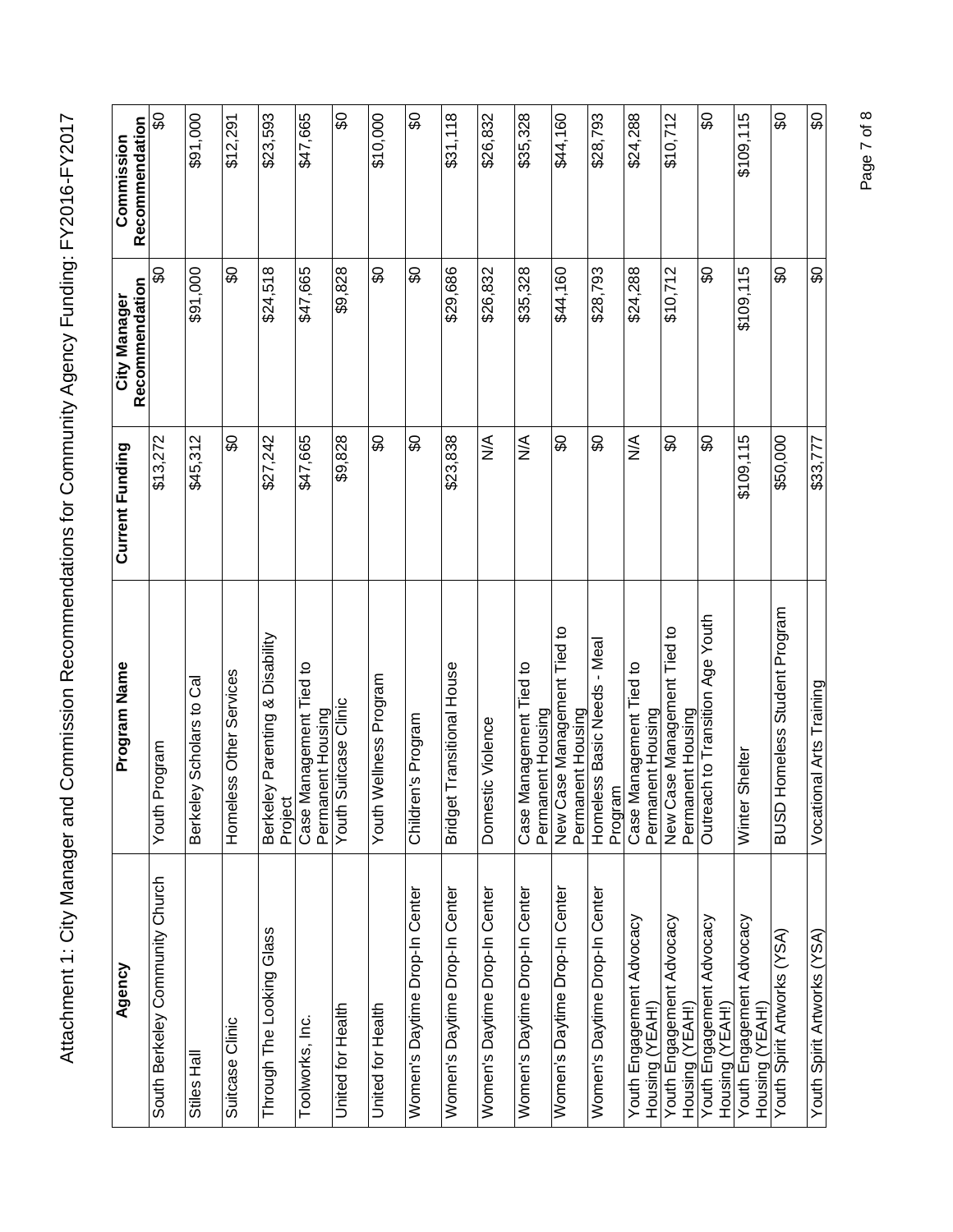# Attachment 1: City Manager and Commission Recommendations for Community Agency Funding: FY2016-FY2017

| Agency | Program Name | Current Funding | City Manager Recommendation | Commission Recommendation |
|---|---|---|---|---|
| South Berkeley Community Church | Youth Program | $13,272 | $0 | $0 |
| Stiles Hall | Berkeley Scholars to Cal | $45,312 | $91,000 | $91,000 |
| Suitcase Clinic | Homeless Other Services | $0 | $0 | $12,291 |
| Through The Looking Glass | Berkeley Parenting & Disability Project | $27,242 | $24,518 | $23,593 |
| Toolworks, Inc. | Case Management Tied to Permanent Housing | $47,665 | $47,665 | $47,665 |
| United for Health | Youth Suitcase Clinic | $9,828 | $9,828 | $0 |
| United for Health | Youth Wellness Program | $0 | $0 | $10,000 |
| Women's Daytime Drop-In Center | Children's Program | $0 | $0 | $0 |
| Women's Daytime Drop-In Center | Bridget Transitional House | $23,838 | $29,686 | $31,118 |
| Women's Daytime Drop-In Center | Domestic Violence | N/A | $26,832 | $26,832 |
| Women's Daytime Drop-In Center | Case Management Tied to Permanent Housing | N/A | $35,328 | $35,328 |
| Women's Daytime Drop-In Center | New Case Management Tied to Permanent Housing | $0 | $44,160 | $44,160 |
| Women's Daytime Drop-In Center | Homeless Basic Needs - Meal Program | $0 | $28,793 | $28,793 |
| Youth Engagement Advocacy Housing (YEAH!) | Case Management Tied to Permanent Housing | N/A | $24,288 | $24,288 |
| Youth Engagement Advocacy Housing (YEAH!) | New Case Management Tied to Permanent Housing | $0 | $10,712 | $10,712 |
| Youth Engagement Advocacy Housing (YEAH!) | Outreach to Transition Age Youth | $0 | $0 | $0 |
| Youth Engagement Advocacy Housing (YEAH!) | Winter Shelter | $109,115 | $109,115 | $109,115 |
| Youth Spirit Artworks (YSA) | BUSD Homeless Student Program | $50,000 | $0 | $0 |
| Youth Spirit Artworks (YSA) | Vocational Arts Training | $33,777 | $0 | $0 |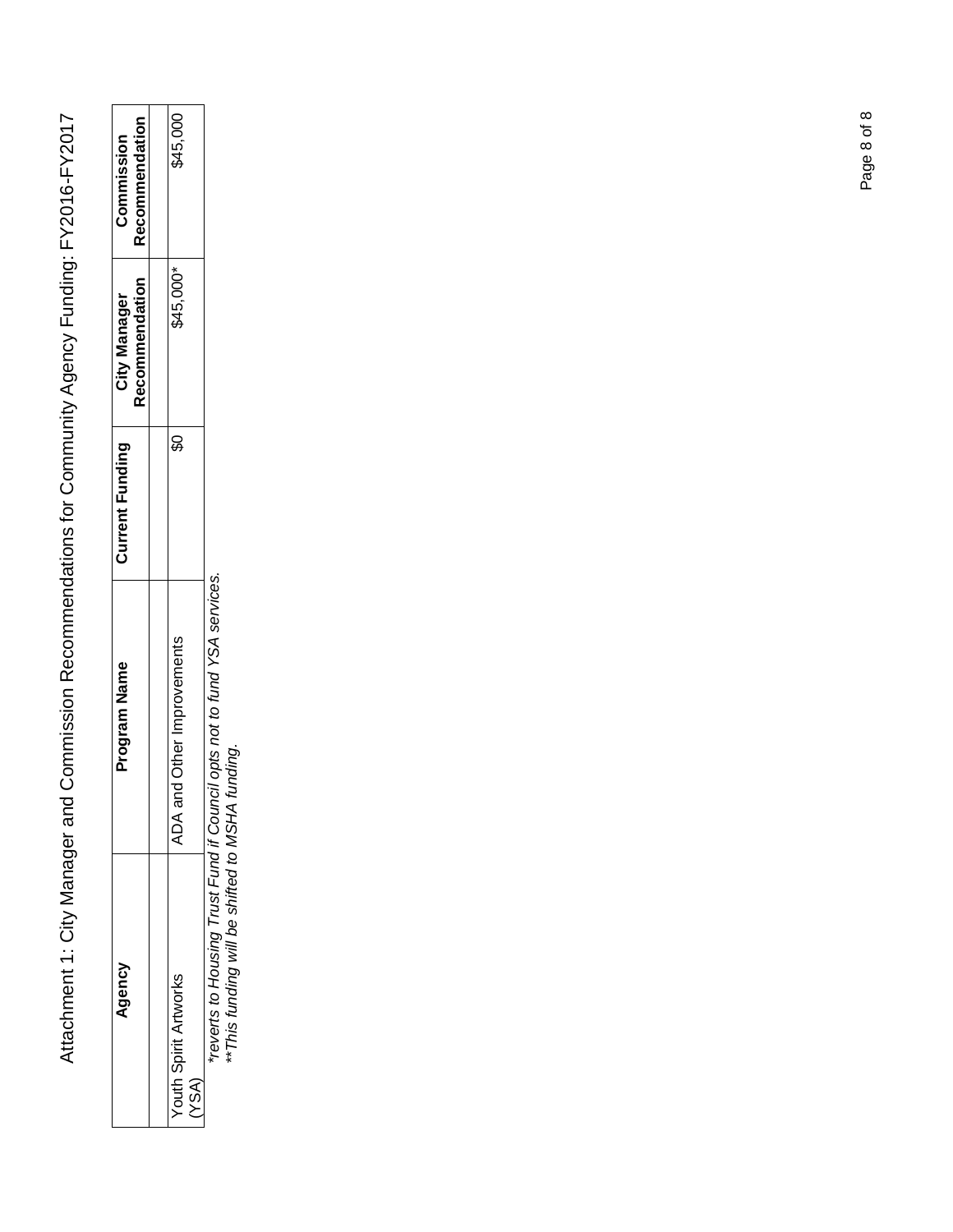# Attachment 1: City Manager and Commission Recommendations for Community Agency Funding: FY2016-FY2017

| Agency | Program Name | Current Funding | City Manager Recommendation | Commission Recommendation |
|---|---|---|---|---|
| | | | | |
| Youth Spirit Artworks (YSA) | ADA and Other Improvements | $0 | $45,000* | $45,000 |

*reverts to Housing Trust Fund if Council opts not to fund YSA services.
**This funding will be shifted to MSHA funding.